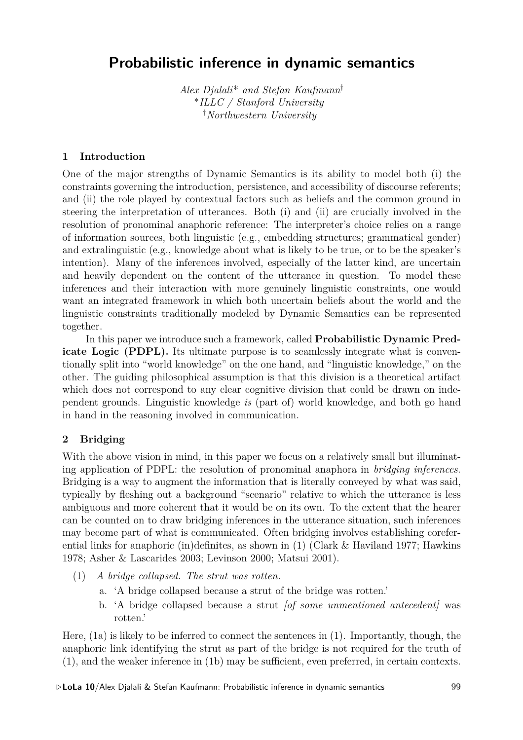# Probabilistic inference in dynamic semantics

*Alex Djalali\* and Stefan Kaufmann*[†]
*\*ILLC / Stanford University*
[†]*Northwestern University*

## 1 Introduction

One of the major strengths of Dynamic Semantics is its ability to model both (i) the constraints governing the introduction, persistence, and accessibility of discourse referents; and (ii) the role played by contextual factors such as beliefs and the common ground in steering the interpretation of utterances. Both (i) and (ii) are crucially involved in the resolution of pronominal anaphoric reference: The interpreter's choice relies on a range of information sources, both linguistic (e.g., embedding structures; grammatical gender) and extralinguistic (e.g., knowledge about what is likely to be true, or to be the speaker's intention). Many of the inferences involved, especially of the latter kind, are uncertain and heavily dependent on the content of the utterance in question. To model these inferences and their interaction with more genuinely linguistic constraints, one would want an integrated framework in which both uncertain beliefs about the world and the linguistic constraints traditionally modeled by Dynamic Semantics can be represented together.

In this paper we introduce such a framework, called **Probabilistic Dynamic Predicate Logic (PDPL).** Its ultimate purpose is to seamlessly integrate what is conventionally split into "world knowledge" on the one hand, and "linguistic knowledge," on the other. The guiding philosophical assumption is that this division is a theoretical artifact which does not correspond to any clear cognitive division that could be drawn on independent grounds. Linguistic knowledge *is* (part of) world knowledge, and both go hand in hand in the reasoning involved in communication.

## 2 Bridging

With the above vision in mind, in this paper we focus on a relatively small but illuminating application of PDPL: the resolution of pronominal anaphora in *bridging inferences*. Bridging is a way to augment the information that is literally conveyed by what was said, typically by fleshing out a background "scenario" relative to which the utterance is less ambiguous and more coherent that it would be on its own. To the extent that the hearer can be counted on to draw bridging inferences in the utterance situation, such inferences may become part of what is communicated. Often bridging involves establishing coreferential links for anaphoric (in)definites, as shown in (1) (Clark & Haviland 1977; Hawkins 1978; Asher & Lascarides 2003; Levinson 2000; Matsui 2001).

(1) *A bridge collapsed. The strut was rotten.*
  a. 'A bridge collapsed because a strut of the bridge was rotten.'
  b. 'A bridge collapsed because a strut *[of some unmentioned antecedent]* was rotten.'

Here, (1a) is likely to be inferred to connect the sentences in (1). Importantly, though, the anaphoric link identifying the strut as part of the bridge is not required for the truth of (1), and the weaker inference in (1b) may be sufficient, even preferred, in certain contexts.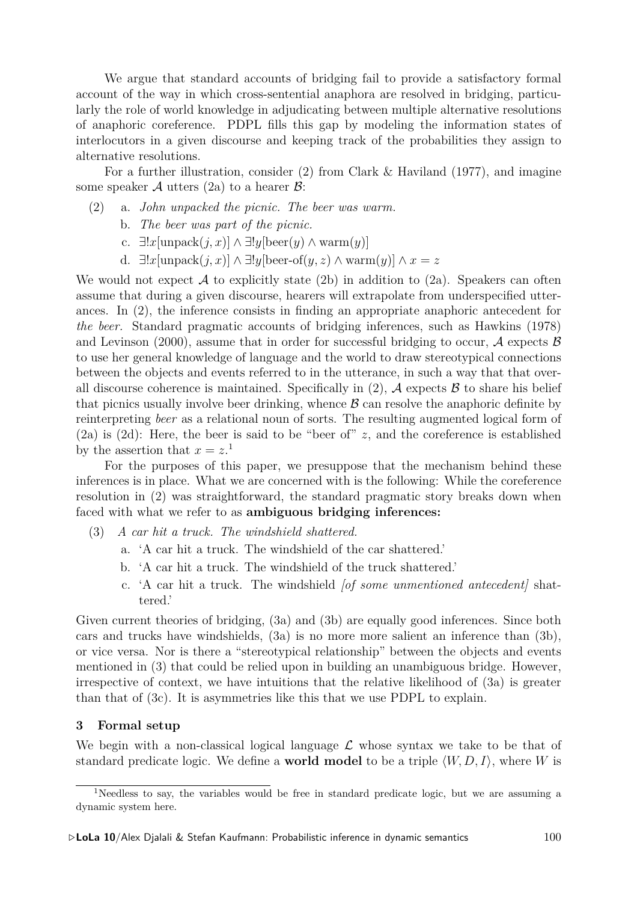We argue that standard accounts of bridging fail to provide a satisfactory formal account of the way in which cross-sentential anaphora are resolved in bridging, particularly the role of world knowledge in adjudicating between multiple alternative resolutions of anaphoric coreference. PDPL fills this gap by modeling the information states of interlocutors in a given discourse and keeping track of the probabilities they assign to alternative resolutions.

For a further illustration, consider (2) from Clark & Haviland (1977), and imagine some speaker $\mathcal{A}$ utters (2a) to a hearer $\mathcal{B}$:

(2) a. *John unpacked the picnic. The beer was warm.*
   b. *The beer was part of the picnic.*
   c. $\exists!x[\text{unpack}(j,x)] \wedge \exists!y[\text{beer}(y) \wedge \text{warm}(y)]$
   d. $\exists!x[\text{unpack}(j,x)] \wedge \exists!y[\text{beer-of}(y,z) \wedge \text{warm}(y)] \wedge x = z$

We would not expect $\mathcal{A}$ to explicitly state (2b) in addition to (2a). Speakers can often assume that during a given discourse, hearers will extrapolate from underspecified utterances. In (2), the inference consists in finding an appropriate anaphoric antecedent for *the beer*. Standard pragmatic accounts of bridging inferences, such as Hawkins (1978) and Levinson (2000), assume that in order for successful bridging to occur, $\mathcal{A}$ expects $\mathcal{B}$ to use her general knowledge of language and the world to draw stereotypical connections between the objects and events referred to in the utterance, in such a way that that overall discourse coherence is maintained. Specifically in (2), $\mathcal{A}$ expects $\mathcal{B}$ to share his belief that picnics usually involve beer drinking, whence $\mathcal{B}$ can resolve the anaphoric definite by reinterpreting *beer* as a relational noun of sorts. The resulting augmented logical form of (2a) is (2d): Here, the beer is said to be "beer of" $z$, and the coreference is established by the assertion that $x = z$.[1]

For the purposes of this paper, we presuppose that the mechanism behind these inferences is in place. What we are concerned with is the following: While the coreference resolution in (2) was straightforward, the standard pragmatic story breaks down when faced with what we refer to as **ambiguous bridging inferences:**

(3) *A car hit a truck. The windshield shattered.*
   a. 'A car hit a truck. The windshield of the car shattered.'
   b. 'A car hit a truck. The windshield of the truck shattered.'
   c. 'A car hit a truck. The windshield *[of some unmentioned antecedent]* shattered.'

Given current theories of bridging, (3a) and (3b) are equally good inferences. Since both cars and trucks have windshields, (3a) is no more more salient an inference than (3b), or vice versa. Nor is there a "stereotypical relationship" between the objects and events mentioned in (3) that could be relied upon in building an unambiguous bridge. However, irrespective of context, we have intuitions that the relative likelihood of (3a) is greater than that of (3c). It is asymmetries like this that we use PDPL to explain.

## 3 Formal setup

We begin with a non-classical logical language $\mathcal{L}$ whose syntax we take to be that of standard predicate logic. We define a **world model** to be a triple $\langle W, D, I \rangle$, where $W$ is

---

[1] Needless to say, the variables would be free in standard predicate logic, but we are assuming a dynamic system here.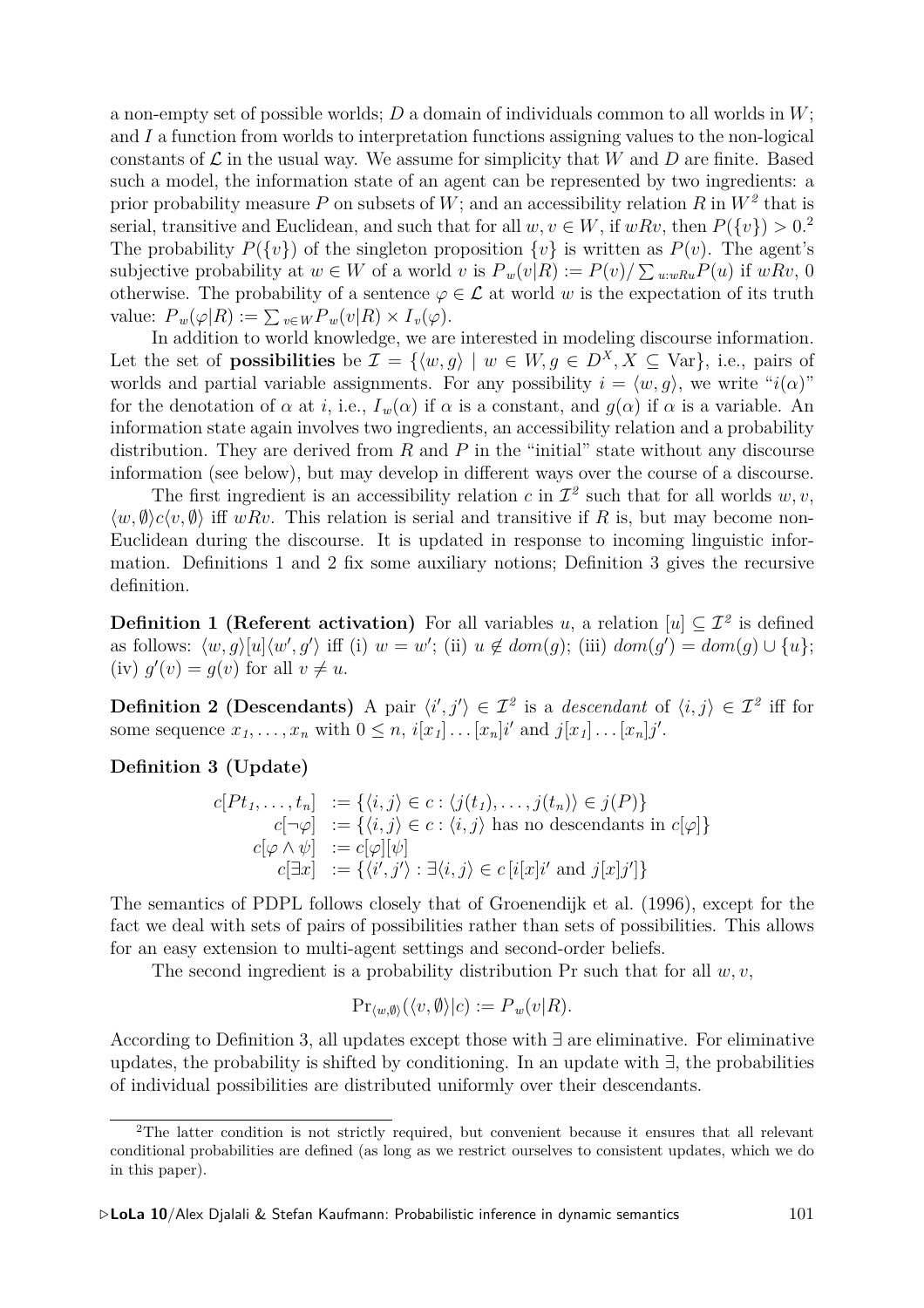a non-empty set of possible worlds; $D$ a domain of individuals common to all worlds in $W$; and $I$ a function from worlds to interpretation functions assigning values to the non-logical constants of $\mathcal{L}$ in the usual way. We assume for simplicity that $W$ and $D$ are finite. Based such a model, the information state of an agent can be represented by two ingredients: a prior probability measure $P$ on subsets of $W$; and an accessibility relation $R$ in $W^2$ that is serial, transitive and Euclidean, and such that for all $w, v \in W$, if $wRv$, then $P(\{v\}) > 0$.[2] The probability $P(\{v\})$ of the singleton proposition $\{v\}$ is written as $P(v)$. The agent's subjective probability at $w \in W$ of a world $v$ is $P_w(v|R) := P(v)/\sum_{u:wRu} P(u)$ if $wRv$, 0 otherwise. The probability of a sentence $\varphi \in \mathcal{L}$ at world $w$ is the expectation of its truth value: $P_w(\varphi|R) := \sum_{v \in W} P_w(v|R) \times I_v(\varphi)$.

In addition to world knowledge, we are interested in modeling discourse information. Let the set of **possibilities** be $\mathcal{I} = \{\langle w, g\rangle \mid w \in W, g \in D^X, X \subseteq \text{Var}\}$, i.e., pairs of worlds and partial variable assignments. For any possibility $i = \langle w, g\rangle$, we write "$i(\alpha)$" for the denotation of $\alpha$ at $i$, i.e., $I_w(\alpha)$ if $\alpha$ is a constant, and $g(\alpha)$ if $\alpha$ is a variable. An information state again involves two ingredients, an accessibility relation and a probability distribution. They are derived from $R$ and $P$ in the "initial" state without any discourse information (see below), but may develop in different ways over the course of a discourse.

The first ingredient is an accessibility relation $c$ in $\mathcal{I}^2$ such that for all worlds $w, v$, $\langle w, \emptyset\rangle c \langle v, \emptyset\rangle$ iff $wRv$. This relation is serial and transitive if $R$ is, but may become non-Euclidean during the discourse. It is updated in response to incoming linguistic information. Definitions 1 and 2 fix some auxiliary notions; Definition 3 gives the recursive definition.

**Definition 1 (Referent activation)** For all variables $u$, a relation $[u] \subseteq \mathcal{I}^2$ is defined as follows: $\langle w, g\rangle [u] \langle w', g'\rangle$ iff (i) $w = w'$; (ii) $u \notin dom(g)$; (iii) $dom(g') = dom(g) \cup \{u\}$; (iv) $g'(v) = g(v)$ for all $v \neq u$.

**Definition 2 (Descendants)** A pair $\langle i', j'\rangle \in \mathcal{I}^2$ is a *descendant* of $\langle i, j\rangle \in \mathcal{I}^2$ iff for some sequence $x_1, \ldots, x_n$ with $0 \leq n$, $i[x_1]\ldots[x_n]i'$ and $j[x_1]\ldots[x_n]j'$.

**Definition 3 (Update)**

$$
\begin{aligned}
c[Pt_1, \ldots, t_n] &:= \{\langle i, j\rangle \in c : \langle j(t_1), \ldots, j(t_n)\rangle \in j(P)\} \\
c[\neg\varphi] &:= \{\langle i, j\rangle \in c : \langle i, j\rangle \text{ has no descendants in } c[\varphi]\} \\
c[\varphi \wedge \psi] &:= c[\varphi][\psi] \\
c[\exists x] &:= \{\langle i', j'\rangle : \exists \langle i, j\rangle \in c\, [i[x]i' \text{ and } j[x]j']\}
\end{aligned}
$$

The semantics of PDPL follows closely that of Groenendijk et al. (1996), except for the fact we deal with sets of pairs of possibilities rather than sets of possibilities. This allows for an easy extension to multi-agent settings and second-order beliefs.

The second ingredient is a probability distribution Pr such that for all $w, v$,

$$\Pr_{\langle w, \emptyset\rangle}(\langle v, \emptyset\rangle | c) := P_w(v|R).$$

According to Definition 3, all updates except those with $\exists$ are eliminative. For eliminative updates, the probability is shifted by conditioning. In an update with $\exists$, the probabilities of individual possibilities are distributed uniformly over their descendants.

[2] The latter condition is not strictly required, but convenient because it ensures that all relevant conditional probabilities are defined (as long as we restrict ourselves to consistent updates, which we do in this paper).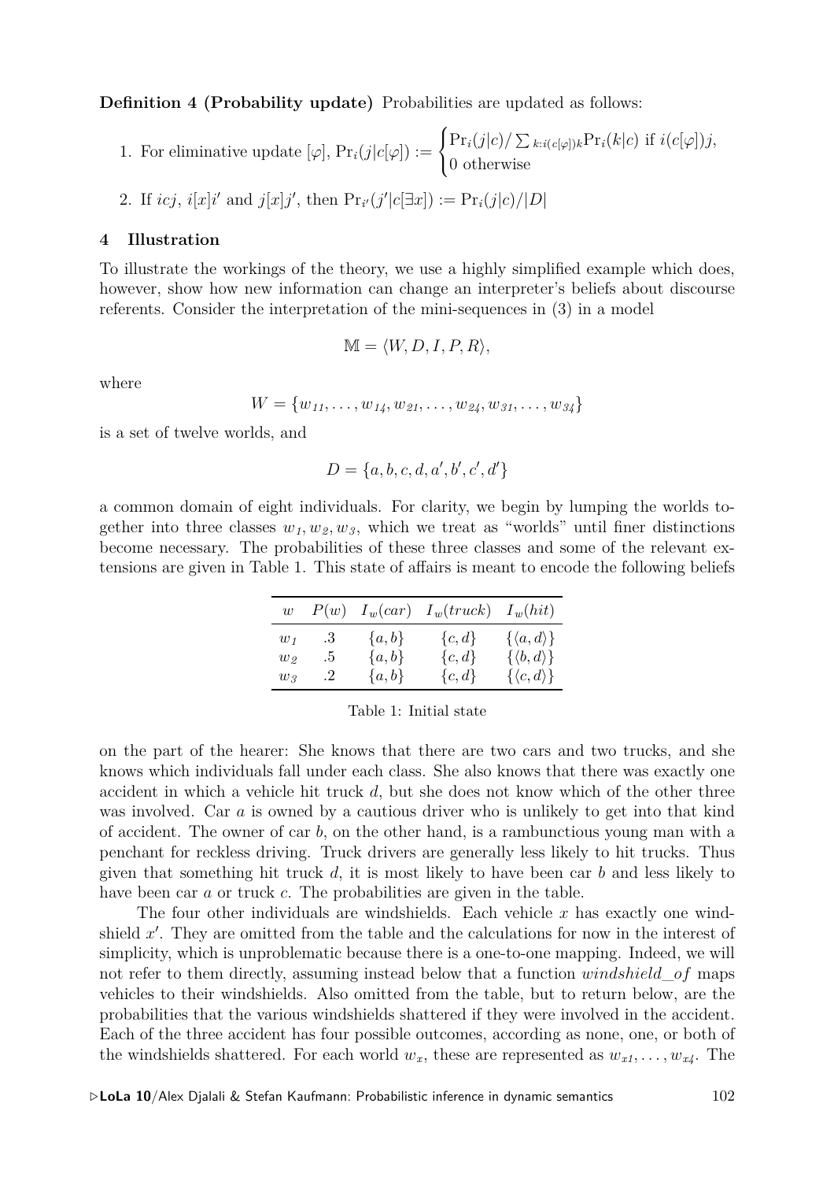**Definition 4 (Probability update)** Probabilities are updated as follows:

1. For eliminative update $[\varphi]$, $\text{Pr}_i(j|c[\varphi]) := \begin{cases} \text{Pr}_i(j|c)/\sum_{k:i(c[\varphi])k}\text{Pr}_i(k|c) & \text{if } i(c[\varphi])j, \\ 0 \text{ otherwise} \end{cases}$

2. If $icj$, $i[x]i'$ and $j[x]j'$, then $\text{Pr}_{i'}(j'|c[\exists x]) := \text{Pr}_i(j|c)/|D|$

## 4 Illustration

To illustrate the workings of the theory, we use a highly simplified example which does, however, show how new information can change an interpreter's beliefs about discourse referents. Consider the interpretation of the mini-sequences in (3) in a model

$$\mathbb{M} = \langle W, D, I, P, R \rangle,$$

where

$$W = \{w_{11}, \ldots, w_{14}, w_{21}, \ldots, w_{24}, w_{31}, \ldots, w_{34}\}$$

is a set of twelve worlds, and

$$D = \{a, b, c, d, a', b', c', d'\}$$

a common domain of eight individuals. For clarity, we begin by lumping the worlds together into three classes $w_1, w_2, w_3$, which we treat as "worlds" until finer distinctions become necessary. The probabilities of these three classes and some of the relevant extensions are given in Table 1. This state of affairs is meant to encode the following beliefs

| $w$ | $P(w)$ | $I_w(car)$ | $I_w(truck)$ | $I_w(hit)$ |
|---|---|---|---|---|
| $w_1$ | .3 | $\{a, b\}$ | $\{c, d\}$ | $\{\langle a, d \rangle\}$ |
| $w_2$ | .5 | $\{a, b\}$ | $\{c, d\}$ | $\{\langle b, d \rangle\}$ |
| $w_3$ | .2 | $\{a, b\}$ | $\{c, d\}$ | $\{\langle c, d \rangle\}$ |

Table 1: Initial state

on the part of the hearer: She knows that there are two cars and two trucks, and she knows which individuals fall under each class. She also knows that there was exactly one accident in which a vehicle hit truck $d$, but she does not know which of the other three was involved. Car $a$ is owned by a cautious driver who is unlikely to get into that kind of accident. The owner of car $b$, on the other hand, is a rambunctious young man with a penchant for reckless driving. Truck drivers are generally less likely to hit trucks. Thus given that something hit truck $d$, it is most likely to have been car $b$ and less likely to have been car $a$ or truck $c$. The probabilities are given in the table.

The four other individuals are windshields. Each vehicle $x$ has exactly one windshield $x'$. They are omitted from the table and the calculations for now in the interest of simplicity, which is unproblematic because there is a one-to-one mapping. Indeed, we will not refer to them directly, assuming instead below that a function *windshield_of* maps vehicles to their windshields. Also omitted from the table, but to return below, are the probabilities that the various windshields shattered if they were involved in the accident. Each of the three accident has four possible outcomes, according as none, one, or both of the windshields shattered. For each world $w_x$, these are represented as $w_{x1}, \ldots, w_{x4}$. The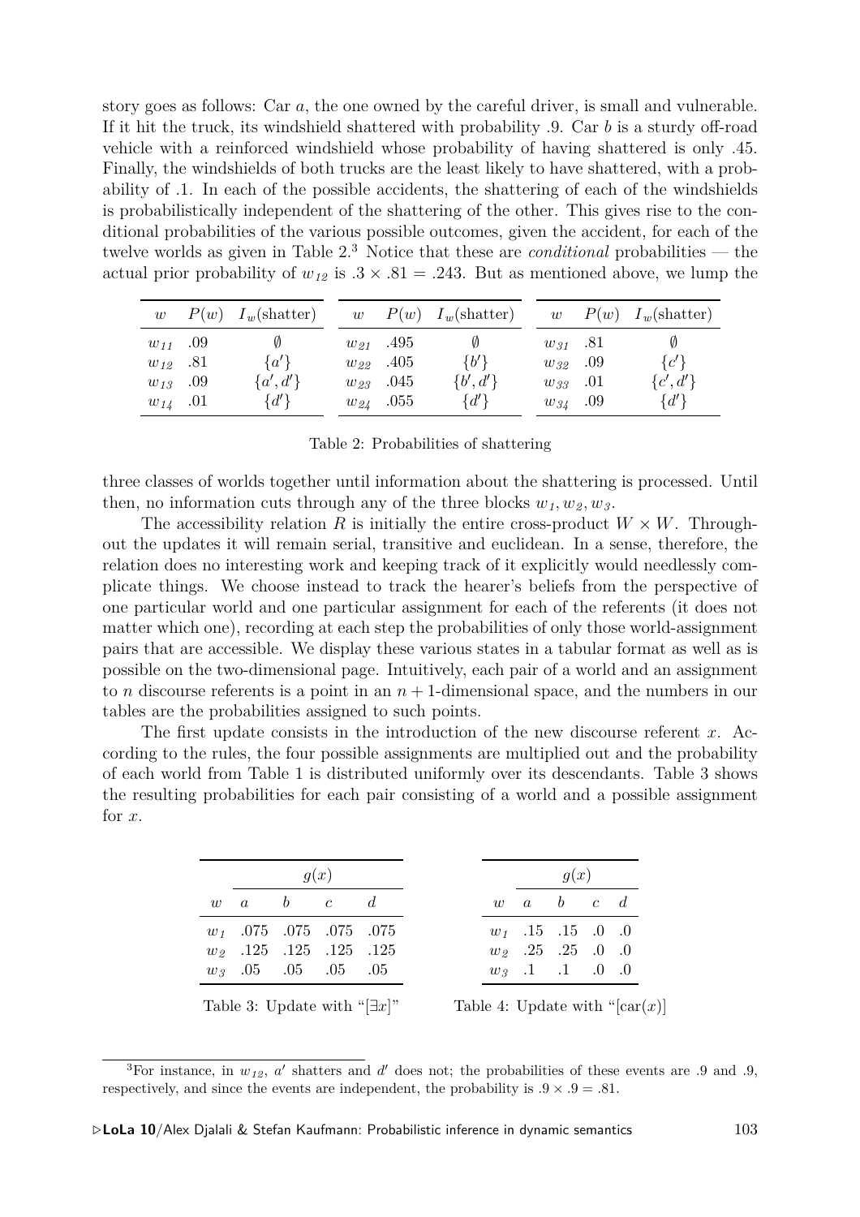story goes as follows: Car $a$, the one owned by the careful driver, is small and vulnerable. If it hit the truck, its windshield shattered with probability .9. Car $b$ is a sturdy off-road vehicle with a reinforced windshield whose probability of having shattered is only .45. Finally, the windshields of both trucks are the least likely to have shattered, with a probability of .1. In each of the possible accidents, the shattering of each of the windshields is probabilistically independent of the shattering of the other. This gives rise to the conditional probabilities of the various possible outcomes, given the accident, for each of the twelve worlds as given in Table 2.[3] Notice that these are *conditional* probabilities — the actual prior probability of $w_{12}$ is $.3 \times .81 = .243$. But as mentioned above, we lump the three classes of worlds together until information about the shattering is processed. Until then, no information cuts through any of the three blocks $w_1, w_2, w_3$.

| $w$ | $P(w)$ | $I_w(\text{shatter})$ | $w$ | $P(w)$ | $I_w(\text{shatter})$ | $w$ | $P(w)$ | $I_w(\text{shatter})$ |
|---|---|---|---|---|---|---|---|---|
| $w_{11}$ | .09 | $\emptyset$ | $w_{21}$ | .495 | $\emptyset$ | $w_{31}$ | .81 | $\emptyset$ |
| $w_{12}$ | .81 | $\{a'\}$ | $w_{22}$ | .405 | $\{b'\}$ | $w_{32}$ | .09 | $\{c'\}$ |
| $w_{13}$ | .09 | $\{a', d'\}$ | $w_{23}$ | .045 | $\{b', d'\}$ | $w_{33}$ | .01 | $\{c', d'\}$ |
| $w_{14}$ | .01 | $\{d'\}$ | $w_{24}$ | .055 | $\{d'\}$ | $w_{34}$ | .09 | $\{d'\}$ |

Table 2: Probabilities of shattering

The accessibility relation $R$ is initially the entire cross-product $W \times W$. Throughout the updates it will remain serial, transitive and euclidean. In a sense, therefore, the relation does no interesting work and keeping track of it explicitly would needlessly complicate things. We choose instead to track the hearer's beliefs from the perspective of one particular world and one particular assignment for each of the referents (it does not matter which one), recording at each step the probabilities of only those world-assignment pairs that are accessible. We display these various states in a tabular format as well as is possible on the two-dimensional page. Intuitively, each pair of a world and an assignment to $n$ discourse referents is a point in an $n+1$-dimensional space, and the numbers in our tables are the probabilities assigned to such points.

The first update consists in the introduction of the new discourse referent $x$. According to the rules, the four possible assignments are multiplied out and the probability of each world from Table 1 is distributed uniformly over its descendants. Table 3 shows the resulting probabilities for each pair consisting of a world and a possible assignment for $x$.

| | $g(x)$ | | | |
|---|---|---|---|---|
| $w$ | $a$ | $b$ | $c$ | $d$ |
| $w_1$ | .075 | .075 | .075 | .075 |
| $w_2$ | .125 | .125 | .125 | .125 |
| $w_3$ | .05 | .05 | .05 | .05 |

Table 3: Update with "$[\exists x]$"

| | $g(x)$ | | | |
|---|---|---|---|---|
| $w$ | $a$ | $b$ | $c$ | $d$ |
| $w_1$ | .15 | .15 | .0 | .0 |
| $w_2$ | .25 | .25 | .0 | .0 |
| $w_3$ | .1 | .1 | .0 | .0 |

Table 4: Update with "$[\text{car}(x)]$

[3] For instance, in $w_{12}$, $a'$ shatters and $d'$ does not; the probabilities of these events are .9 and .9, respectively, and since the events are independent, the probability is $.9 \times .9 = .81$.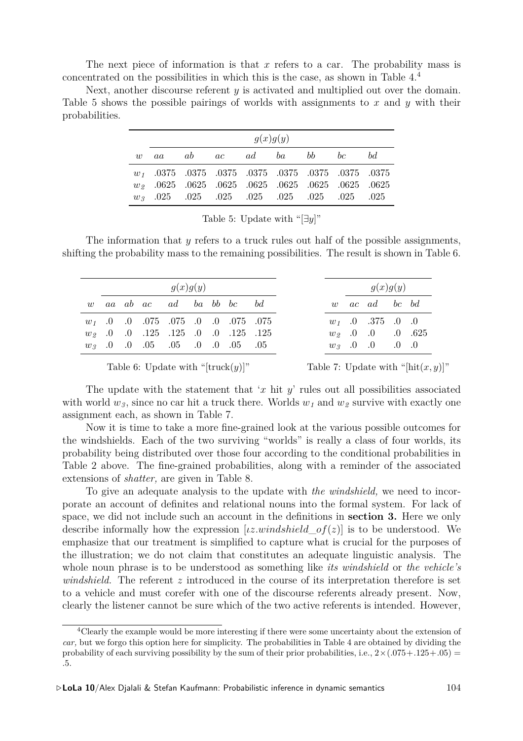The next piece of information is that $x$ refers to a car. The probability mass is concentrated on the possibilities in which this is the case, as shown in Table 4.[4]

Next, another discourse referent $y$ is activated and multiplied out over the domain. Table 5 shows the possible pairings of worlds with assignments to $x$ and $y$ with their probabilities.

| | $g(x)g(y)$ | | | | | | | |
|---|---|---|---|---|---|---|---|---|
| $w$ | $aa$ | $ab$ | $ac$ | $ad$ | $ba$ | $bb$ | $bc$ | $bd$ |
| $w_1$ | .0375 | .0375 | .0375 | .0375 | .0375 | .0375 | .0375 | .0375 |
| $w_2$ | .0625 | .0625 | .0625 | .0625 | .0625 | .0625 | .0625 | .0625 |
| $w_3$ | .025 | .025 | .025 | .025 | .025 | .025 | .025 | .025 |

Table 5: Update with "$[\exists y]$"

The information that $y$ refers to a truck rules out half of the possible assignments, shifting the probability mass to the remaining possibilities. The result is shown in Table 6.

| | $g(x)g(y)$ | | | | | | | |
|---|---|---|---|---|---|---|---|---|
| $w$ | $aa$ | $ab$ | $ac$ | $ad$ | $ba$ | $bb$ | $bc$ | $bd$ |
| $w_1$ | .0 | .0 | .075 | .075 | .0 | .0 | .075 | .075 |
| $w_2$ | .0 | .0 | .125 | .125 | .0 | .0 | .125 | .125 |
| $w_3$ | .0 | .0 | .05 | .05 | .0 | .0 | .05 | .05 |

Table 6: Update with "$[\text{truck}(y)]$"

| | $g(x)g(y)$ | | | |
|---|---|---|---|---|
| $w$ | $ac$ | $ad$ | $bc$ | $bd$ |
| $w_1$ | .0 | .375 | .0 | .0 |
| $w_2$ | .0 | .0 | .0 | .625 |
| $w_3$ | .0 | .0 | .0 | .0 |

Table 7: Update with "$[\text{hit}(x, y)]$"

The update with the statement that '$x$ hit $y$' rules out all possibilities associated with world $w_3$, since no car hit a truck there. Worlds $w_1$ and $w_2$ survive with exactly one assignment each, as shown in Table 7.

Now it is time to take a more fine-grained look at the various possible outcomes for the windshields. Each of the two surviving "worlds" is really a class of four worlds, its probability being distributed over those four according to the conditional probabilities in Table 2 above. The fine-grained probabilities, along with a reminder of the associated extensions of *shatter,* are given in Table 8.

To give an adequate analysis to the update with *the windshield,* we need to incorporate an account of definites and relational nouns into the formal system. For lack of space, we did not include such an account in the definitions in **section 3.** Here we only describe informally how the expression $[\iota z.windshield\_of(z)]$ is to be understood. We emphasize that our treatment is simplified to capture what is crucial for the purposes of the illustration; we do not claim that constitutes an adequate linguistic analysis. The whole noun phrase is to be understood as something like *its windshield* or *the vehicle's windshield.* The referent $z$ introduced in the course of its interpretation therefore is set to a vehicle and must corefer with one of the discourse referents already present. Now, clearly the listener cannot be sure which of the two active referents is intended. However,

[4] Clearly the example would be more interesting if there were some uncertainty about the extension of *car,* but we forgo this option here for simplicity. The probabilities in Table 4 are obtained by dividing the probability of each surviving possibility by the sum of their prior probabilities, i.e., $2 \times (.075 + .125 + .05) = .5$.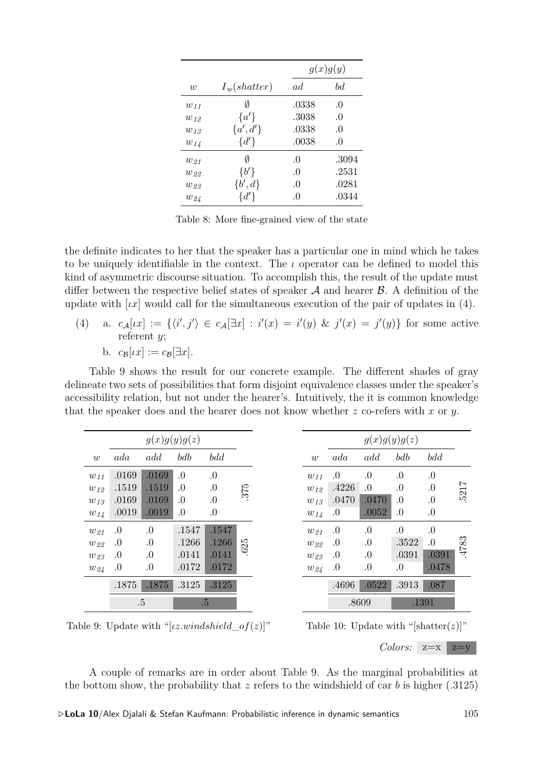| $w$ | $I_w(shatter)$ | $g(x)g(y)$ | |
|---|---|---|---|
| | | $ad$ | $bd$ |
| $w_{11}$ | $\emptyset$ | .0338 | .0 |
| $w_{12}$ | $\{a'\}$ | .3038 | .0 |
| $w_{13}$ | $\{a', d'\}$ | .0338 | .0 |
| $w_{14}$ | $\{d'\}$ | .0038 | .0 |
| $w_{21}$ | $\emptyset$ | .0 | .3094 |
| $w_{22}$ | $\{b'\}$ | .0 | .2531 |
| $w_{23}$ | $\{b', d\}$ | .0 | .0281 |
| $w_{24}$ | $\{d'\}$ | .0 | .0344 |

Table 8: More fine-grained view of the state

the definite indicates to her that the speaker has a particular one in mind which he takes to be uniquely identifiable in the context. The $\iota$ operator can be defined to model this kind of asymmetric discourse situation. To accomplish this, the result of the update must differ between the respective belief states of speaker $\mathcal{A}$ and hearer $\mathcal{B}$. A definition of the update with $[\iota x]$ would call for the simultaneous execution of the pair of updates in (4).

(4) a. $c_{\mathcal{A}}[\iota x] := \{\langle i', j' \rangle \in c_{\mathcal{A}}[\exists x] : i'(x) = i'(y) \ \& \ j'(x) = j'(y)\}$ for some active referent $y$;

b. $c_{\mathcal{B}}[\iota x] := c_{\mathcal{B}}[\exists x]$.

Table 9 shows the result for our concrete example. The different shades of gray delineate two sets of possibilities that form disjoint equivalence classes under the speaker's accessibility relation, but not under the hearer's. Intuitively, the it is common knowledge that the speaker does and the hearer does not know whether $z$ co-refers with $x$ or $y$.

| $w$ | $g(x)g(y)g(z)$ | | | | |
|---|---|---|---|---|---|
| | $ada$ | $add$ | $bdb$ | $bdd$ | |
| $w_{11}$ | .0169 | .0169 | .0 | .0 | .375 |
| $w_{12}$ | .1519 | .1519 | .0 | .0 | |
| $w_{13}$ | .0169 | .0169 | .0 | .0 | |
| $w_{14}$ | .0019 | .0019 | .0 | .0 | |
| $w_{21}$ | .0 | .0 | .1547 | .1547 | .625 |
| $w_{22}$ | .0 | .0 | .1266 | .1266 | |
| $w_{23}$ | .0 | .0 | .0141 | .0141 | |
| $w_{24}$ | .0 | .0 | .0172 | .0172 | |
| | .1875 | .1875 | .3125 | .3125 | |
| | .5 | | .5 | | |

Table 9: Update with "$[\iota z.windshield\_of(z)]$"

| $w$ | $g(x)g(y)g(z)$ | | | | |
|---|---|---|---|---|---|
| | $ada$ | $add$ | $bdb$ | $bdd$ | |
| $w_{11}$ | .0 | .0 | .0 | .0 | .5217 |
| $w_{12}$ | .4226 | .0 | .0 | .0 | |
| $w_{13}$ | .0470 | .0470 | .0 | .0 | |
| $w_{14}$ | .0 | .0052 | .0 | .0 | |
| $w_{21}$ | .0 | .0 | .0 | .0 | .4783 |
| $w_{22}$ | .0 | .0 | .3522 | .0 | |
| $w_{23}$ | .0 | .0 | .0391 | .0391 | |
| $w_{24}$ | .0 | .0 | .0 | .0478 | |
| | .4696 | .0522 | .3913 | .087 | |
| | .8609 | | .1391 | | |

Table 10: Update with "[shatter($z$)]"

*Colors:* z=x z=y

A couple of remarks are in order about Table 9. As the marginal probabilities at the bottom show, the probability that $z$ refers to the windshield of car $b$ is higher (.3125)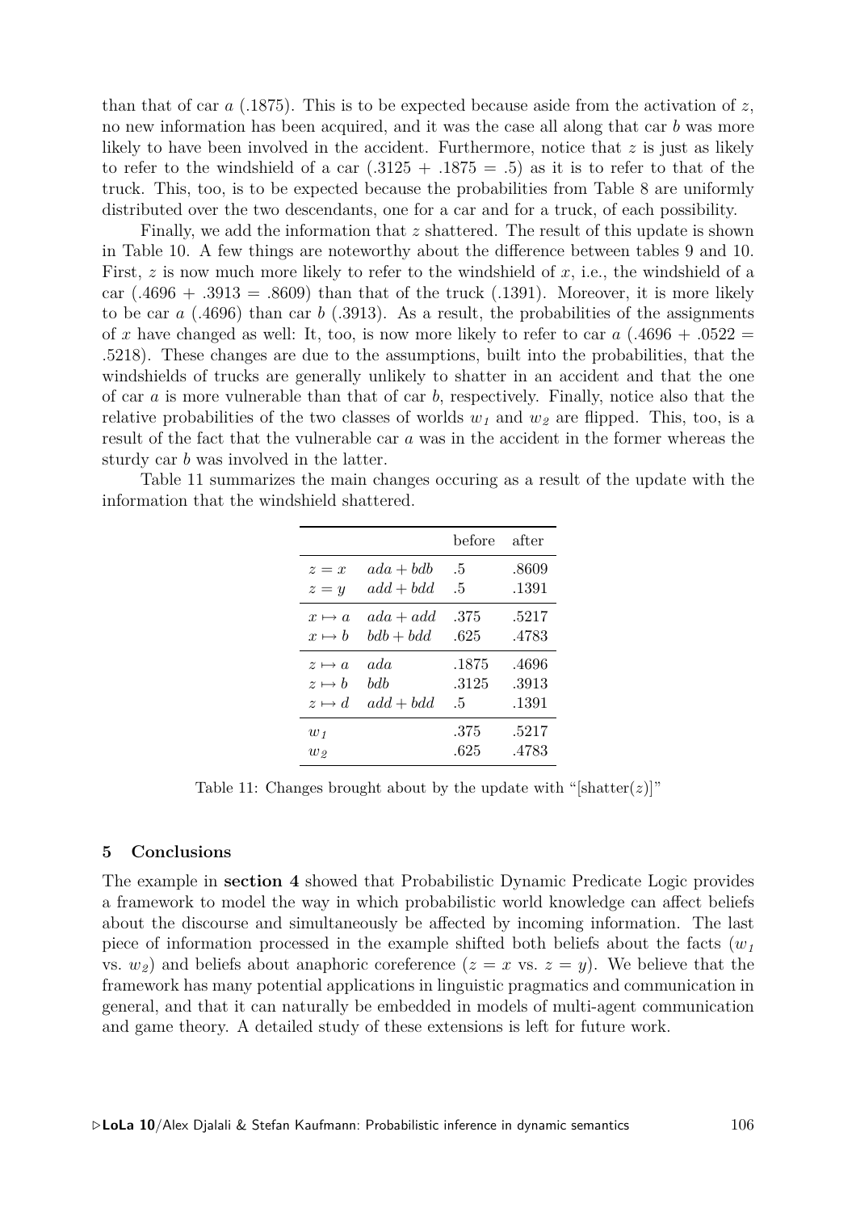than that of car $a$ (.1875). This is to be expected because aside from the activation of $z$, no new information has been acquired, and it was the case all along that car $b$ was more likely to have been involved in the accident. Furthermore, notice that $z$ is just as likely to refer to the windshield of a car $(.3125 + .1875 = .5)$ as it is to refer to that of the truck. This, too, is to be expected because the probabilities from Table 8 are uniformly distributed over the two descendants, one for a car and for a truck, of each possibility.

Finally, we add the information that $z$ shattered. The result of this update is shown in Table 10. A few things are noteworthy about the difference between tables 9 and 10. First, $z$ is now much more likely to refer to the windshield of $x$, i.e., the windshield of a car $(.4696 + .3913 = .8609)$ than that of the truck (.1391). Moreover, it is more likely to be car $a$ (.4696) than car $b$ (.3913). As a result, the probabilities of the assignments of $x$ have changed as well: It, too, is now more likely to refer to car $a$ $(.4696 + .0522 = .5218)$. These changes are due to the assumptions, built into the probabilities, that the windshields of trucks are generally unlikely to shatter in an accident and that the one of car $a$ is more vulnerable than that of car $b$, respectively. Finally, notice also that the relative probabilities of the two classes of worlds $w_1$ and $w_2$ are flipped. This, too, is a result of the fact that the vulnerable car $a$ was in the accident in the former whereas the sturdy car $b$ was involved in the latter.

Table 11 summarizes the main changes occuring as a result of the update with the information that the windshield shattered.

| | | before | after |
|---|---|---|---|
| $z = x$ | $ada + bdb$ | .5 | .8609 |
| $z = y$ | $add + bdd$ | .5 | .1391 |
| $x \mapsto a$ | $ada + add$ | .375 | .5217 |
| $x \mapsto b$ | $bdb + bdd$ | .625 | .4783 |
| $z \mapsto a$ | $ada$ | .1875 | .4696 |
| $z \mapsto b$ | $bdb$ | .3125 | .3913 |
| $z \mapsto d$ | $add + bdd$ | .5 | .1391 |
| $w_1$ | | .375 | .5217 |
| $w_2$ | | .625 | .4783 |

Table 11: Changes brought about by the update with "[shatter($z$)]"

## 5 Conclusions

The example in **section 4** showed that Probabilistic Dynamic Predicate Logic provides a framework to model the way in which probabilistic world knowledge can affect beliefs about the discourse and simultaneously be affected by incoming information. The last piece of information processed in the example shifted both beliefs about the facts ($w_1$ vs. $w_2$) and beliefs about anaphoric coreference ($z = x$ vs. $z = y$). We believe that the framework has many potential applications in linguistic pragmatics and communication in general, and that it can naturally be embedded in models of multi-agent communication and game theory. A detailed study of these extensions is left for future work.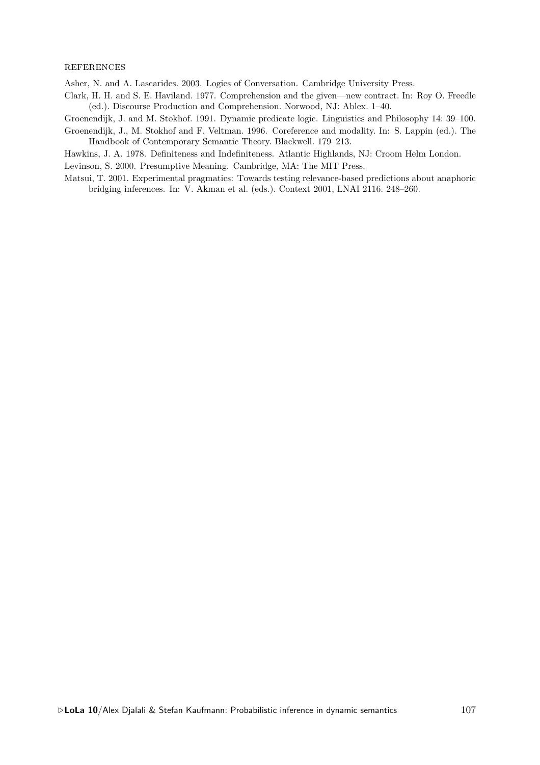## REFERENCES

Asher, N. and A. Lascarides. 2003. Logics of Conversation. Cambridge University Press.

Clark, H. H. and S. E. Haviland. 1977. Comprehension and the given—new contract. In: Roy O. Freedle (ed.). Discourse Production and Comprehension. Norwood, NJ: Ablex. 1–40.

Groenendijk, J. and M. Stokhof. 1991. Dynamic predicate logic. Linguistics and Philosophy 14: 39–100.

Groenendijk, J., M. Stokhof and F. Veltman. 1996. Coreference and modality. In: S. Lappin (ed.). The Handbook of Contemporary Semantic Theory. Blackwell. 179–213.

Hawkins, J. A. 1978. Definiteness and Indefiniteness. Atlantic Highlands, NJ: Croom Helm London.

Levinson, S. 2000. Presumptive Meaning. Cambridge, MA: The MIT Press.

Matsui, T. 2001. Experimental pragmatics: Towards testing relevance-based predictions about anaphoric bridging inferences. In: V. Akman et al. (eds.). Context 2001, LNAI 2116. 248–260.